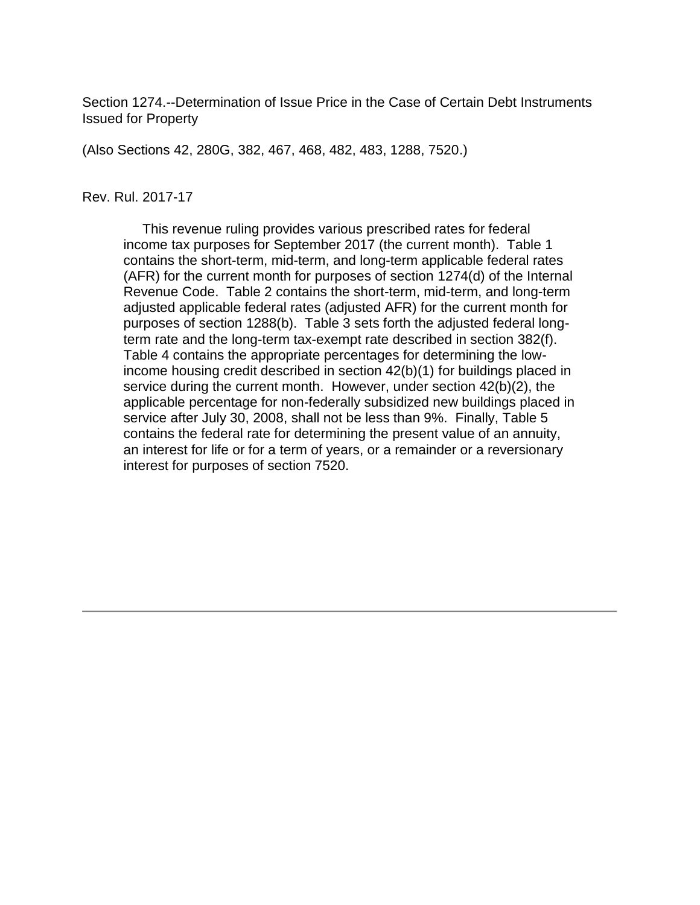Section 1274.--Determination of Issue Price in the Case of Certain Debt Instruments Issued for Property

(Also Sections 42, 280G, 382, 467, 468, 482, 483, 1288, 7520.)

Rev. Rul. 2017-17

This revenue ruling provides various prescribed rates for federal income tax purposes for September 2017 (the current month). Table 1 contains the short-term, mid-term, and long-term applicable federal rates (AFR) for the current month for purposes of section 1274(d) of the Internal Revenue Code. Table 2 contains the short-term, mid-term, and long-term adjusted applicable federal rates (adjusted AFR) for the current month for purposes of section 1288(b). Table 3 sets forth the adjusted federal long-term rate and the long-term tax-exempt rate described in section 382(f). Table 4 contains the appropriate percentages for determining the low-income housing credit described in section 42(b)(1) for buildings placed in service during the current month. However, under section 42(b)(2), the applicable percentage for non-federally subsidized new buildings placed in service after July 30, 2008, shall not be less than 9%. Finally, Table 5 contains the federal rate for determining the present value of an annuity, an interest for life or for a term of years, or a remainder or a reversionary interest for purposes of section 7520.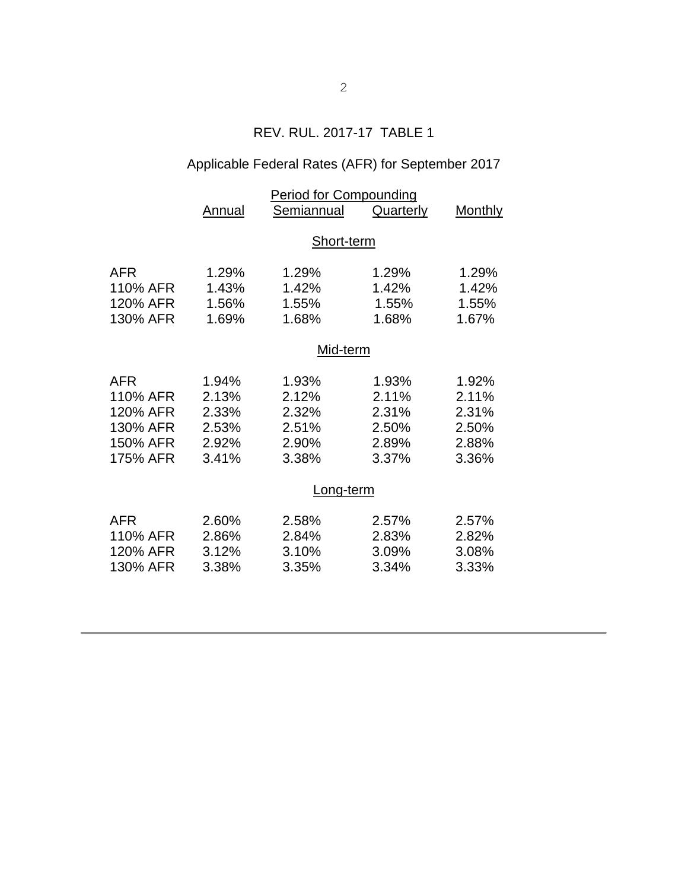REV. RUL. 2017-17 TABLE 1

Applicable Federal Rates (AFR) for September 2017

| | Period for Compounding | | | |
|---|---|---|---|---|
| | Annual | Semiannual | Quarterly | Monthly |
| | | **Short-term** | | |
| AFR | 1.29% | 1.29% | 1.29% | 1.29% |
| 110% AFR | 1.43% | 1.42% | 1.42% | 1.42% |
| 120% AFR | 1.56% | 1.55% | 1.55% | 1.55% |
| 130% AFR | 1.69% | 1.68% | 1.68% | 1.67% |
| | | **Mid-term** | | |
| AFR | 1.94% | 1.93% | 1.93% | 1.92% |
| 110% AFR | 2.13% | 2.12% | 2.11% | 2.11% |
| 120% AFR | 2.33% | 2.32% | 2.31% | 2.31% |
| 130% AFR | 2.53% | 2.51% | 2.50% | 2.50% |
| 150% AFR | 2.92% | 2.90% | 2.89% | 2.88% |
| 175% AFR | 3.41% | 3.38% | 3.37% | 3.36% |
| | | **Long-term** | | |
| AFR | 2.60% | 2.58% | 2.57% | 2.57% |
| 110% AFR | 2.86% | 2.84% | 2.83% | 2.82% |
| 120% AFR | 3.12% | 3.10% | 3.09% | 3.08% |
| 130% AFR | 3.38% | 3.35% | 3.34% | 3.33% |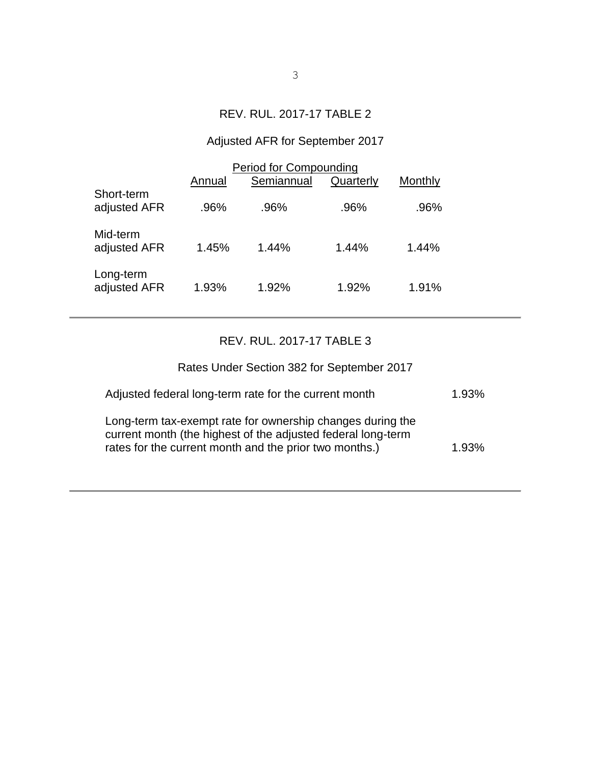## REV. RUL. 2017-17 TABLE 2

### Adjusted AFR for September 2017

| | Period for Compounding | | | |
|---|---|---|---|---|
| | Annual | Semiannual | Quarterly | Monthly |
| Short-term adjusted AFR | .96% | .96% | .96% | .96% |
| Mid-term adjusted AFR | 1.45% | 1.44% | 1.44% | 1.44% |
| Long-term adjusted AFR | 1.93% | 1.92% | 1.92% | 1.91% |

---

## REV. RUL. 2017-17 TABLE 3

### Rates Under Section 382 for September 2017

| | |
|---|---|
| Adjusted federal long-term rate for the current month | 1.93% |
| Long-term tax-exempt rate for ownership changes during the current month (the highest of the adjusted federal long-term rates for the current month and the prior two months.) | 1.93% |

---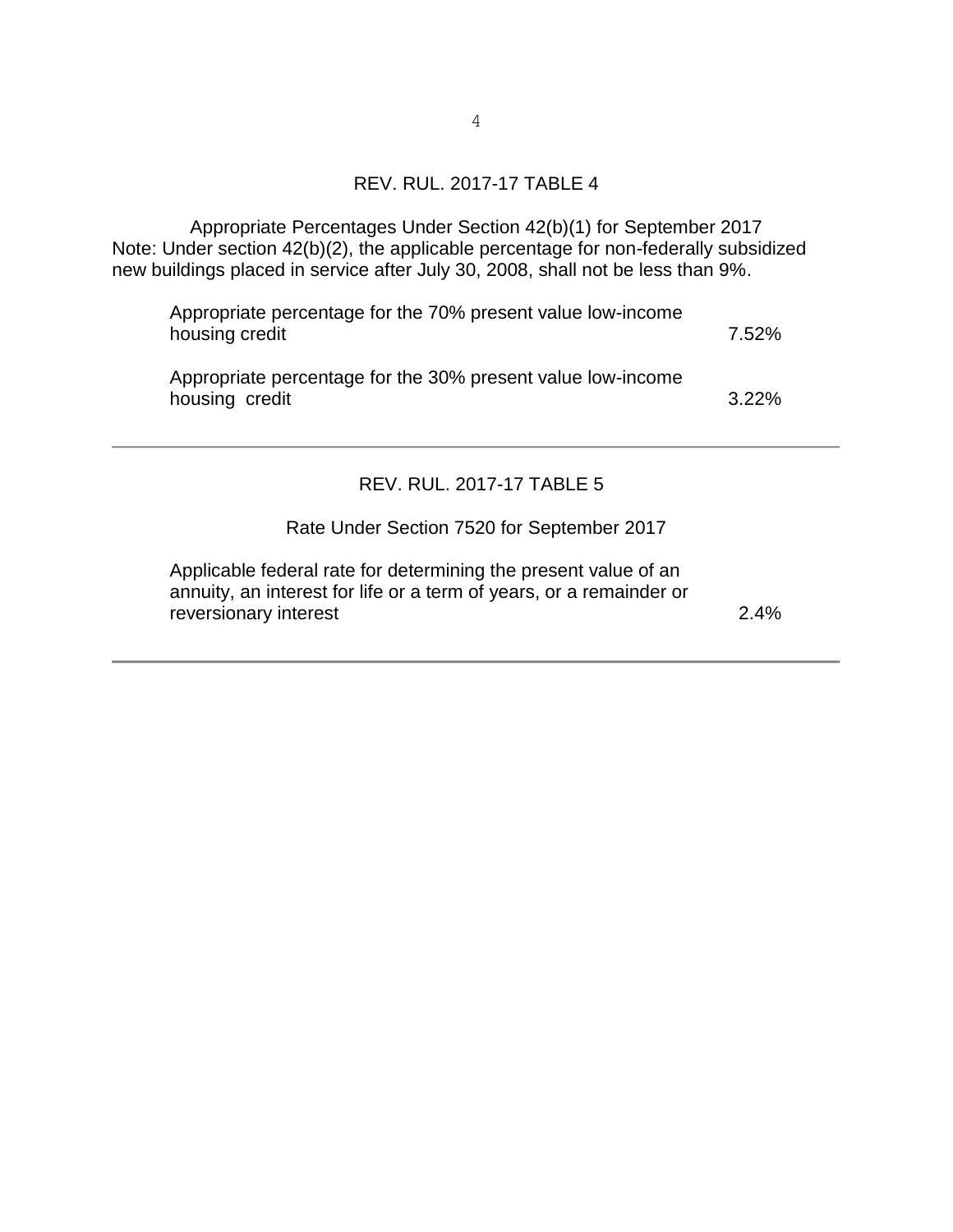## REV. RUL. 2017-17 TABLE 4

Appropriate Percentages Under Section 42(b)(1) for September 2017

Note: Under section 42(b)(2), the applicable percentage for non-federally subsidized new buildings placed in service after July 30, 2008, shall not be less than 9%.

| | |
|---|---|
| Appropriate percentage for the 70% present value low-income housing credit | 7.52% |
| Appropriate percentage for the 30% present value low-income housing credit | 3.22% |

---

## REV. RUL. 2017-17 TABLE 5

Rate Under Section 7520 for September 2017

| | |
|---|---|
| Applicable federal rate for determining the present value of an annuity, an interest for life or a term of years, or a remainder or reversionary interest | 2.4% |

---